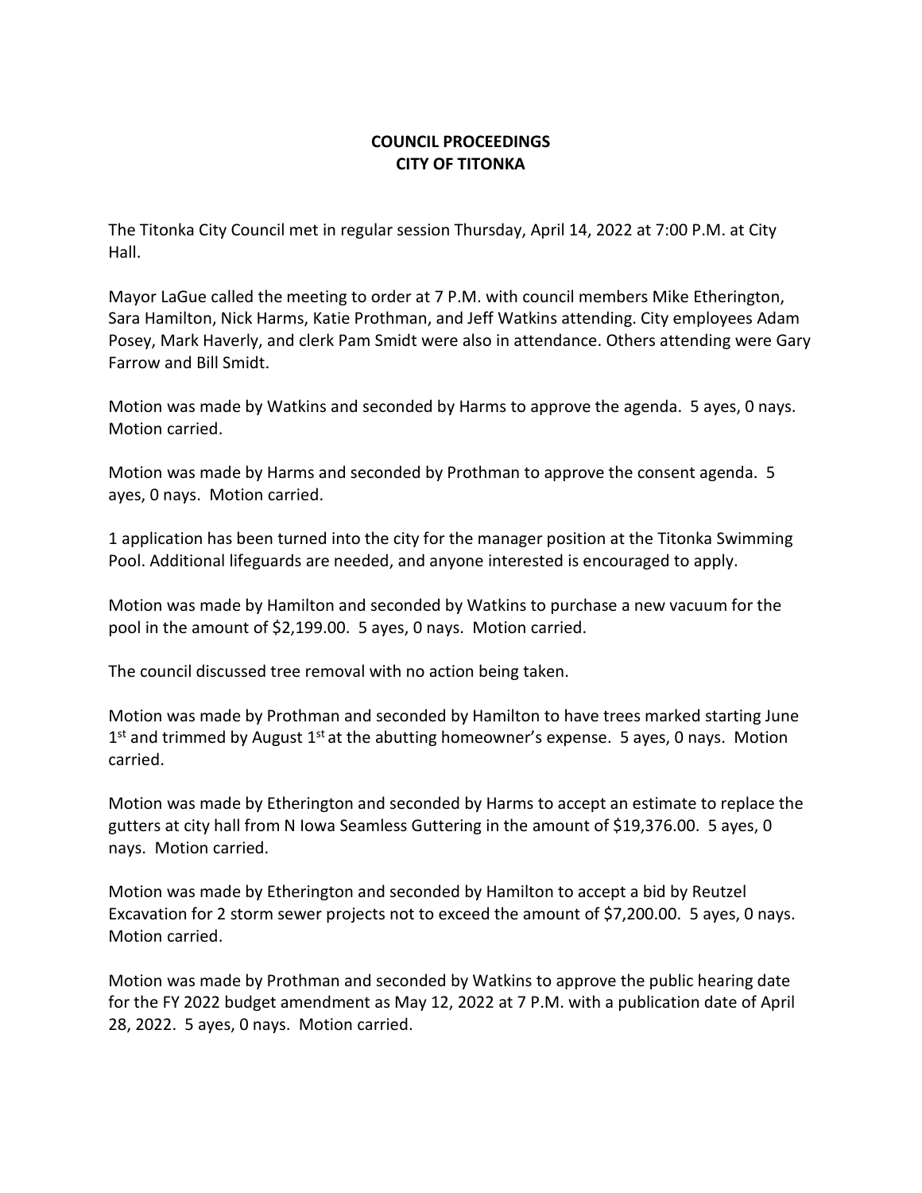# COUNCIL PROCEEDINGS
# CITY OF TITONKA

The Titonka City Council met in regular session Thursday, April 14, 2022 at 7:00 P.M. at City Hall.

Mayor LaGue called the meeting to order at 7 P.M. with council members Mike Etherington, Sara Hamilton, Nick Harms, Katie Prothman, and Jeff Watkins attending. City employees Adam Posey, Mark Haverly, and clerk Pam Smidt were also in attendance. Others attending were Gary Farrow and Bill Smidt.

Motion was made by Watkins and seconded by Harms to approve the agenda. 5 ayes, 0 nays. Motion carried.

Motion was made by Harms and seconded by Prothman to approve the consent agenda. 5 ayes, 0 nays. Motion carried.

1 application has been turned into the city for the manager position at the Titonka Swimming Pool. Additional lifeguards are needed, and anyone interested is encouraged to apply.

Motion was made by Hamilton and seconded by Watkins to purchase a new vacuum for the pool in the amount of $2,199.00. 5 ayes, 0 nays. Motion carried.

The council discussed tree removal with no action being taken.

Motion was made by Prothman and seconded by Hamilton to have trees marked starting June 1st and trimmed by August 1st at the abutting homeowner's expense. 5 ayes, 0 nays. Motion carried.

Motion was made by Etherington and seconded by Harms to accept an estimate to replace the gutters at city hall from N Iowa Seamless Guttering in the amount of $19,376.00. 5 ayes, 0 nays. Motion carried.

Motion was made by Etherington and seconded by Hamilton to accept a bid by Reutzel Excavation for 2 storm sewer projects not to exceed the amount of $7,200.00. 5 ayes, 0 nays. Motion carried.

Motion was made by Prothman and seconded by Watkins to approve the public hearing date for the FY 2022 budget amendment as May 12, 2022 at 7 P.M. with a publication date of April 28, 2022. 5 ayes, 0 nays. Motion carried.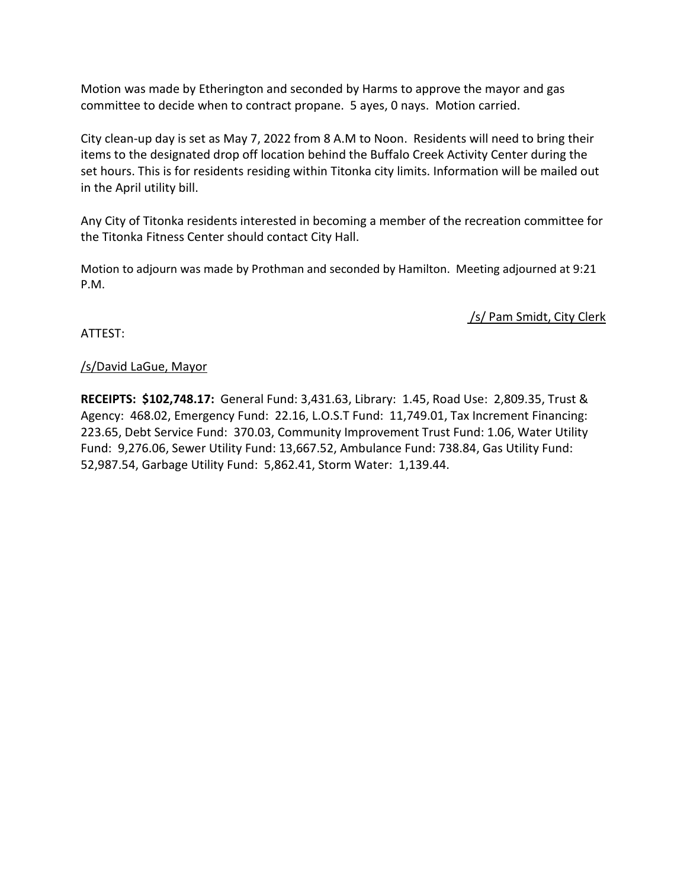Motion was made by Etherington and seconded by Harms to approve the mayor and gas committee to decide when to contract propane. 5 ayes, 0 nays. Motion carried.

City clean-up day is set as May 7, 2022 from 8 A.M to Noon. Residents will need to bring their items to the designated drop off location behind the Buffalo Creek Activity Center during the set hours. This is for residents residing within Titonka city limits. Information will be mailed out in the April utility bill.

Any City of Titonka residents interested in becoming a member of the recreation committee for the Titonka Fitness Center should contact City Hall.

Motion to adjourn was made by Prothman and seconded by Hamilton. Meeting adjourned at 9:21 P.M.

/s/ Pam Smidt, City Clerk

ATTEST:

/s/David LaGue, Mayor

**RECEIPTS: $102,748.17:** General Fund: 3,431.63, Library: 1.45, Road Use: 2,809.35, Trust & Agency: 468.02, Emergency Fund: 22.16, L.O.S.T Fund: 11,749.01, Tax Increment Financing: 223.65, Debt Service Fund: 370.03, Community Improvement Trust Fund: 1.06, Water Utility Fund: 9,276.06, Sewer Utility Fund: 13,667.52, Ambulance Fund: 738.84, Gas Utility Fund: 52,987.54, Garbage Utility Fund: 5,862.41, Storm Water: 1,139.44.